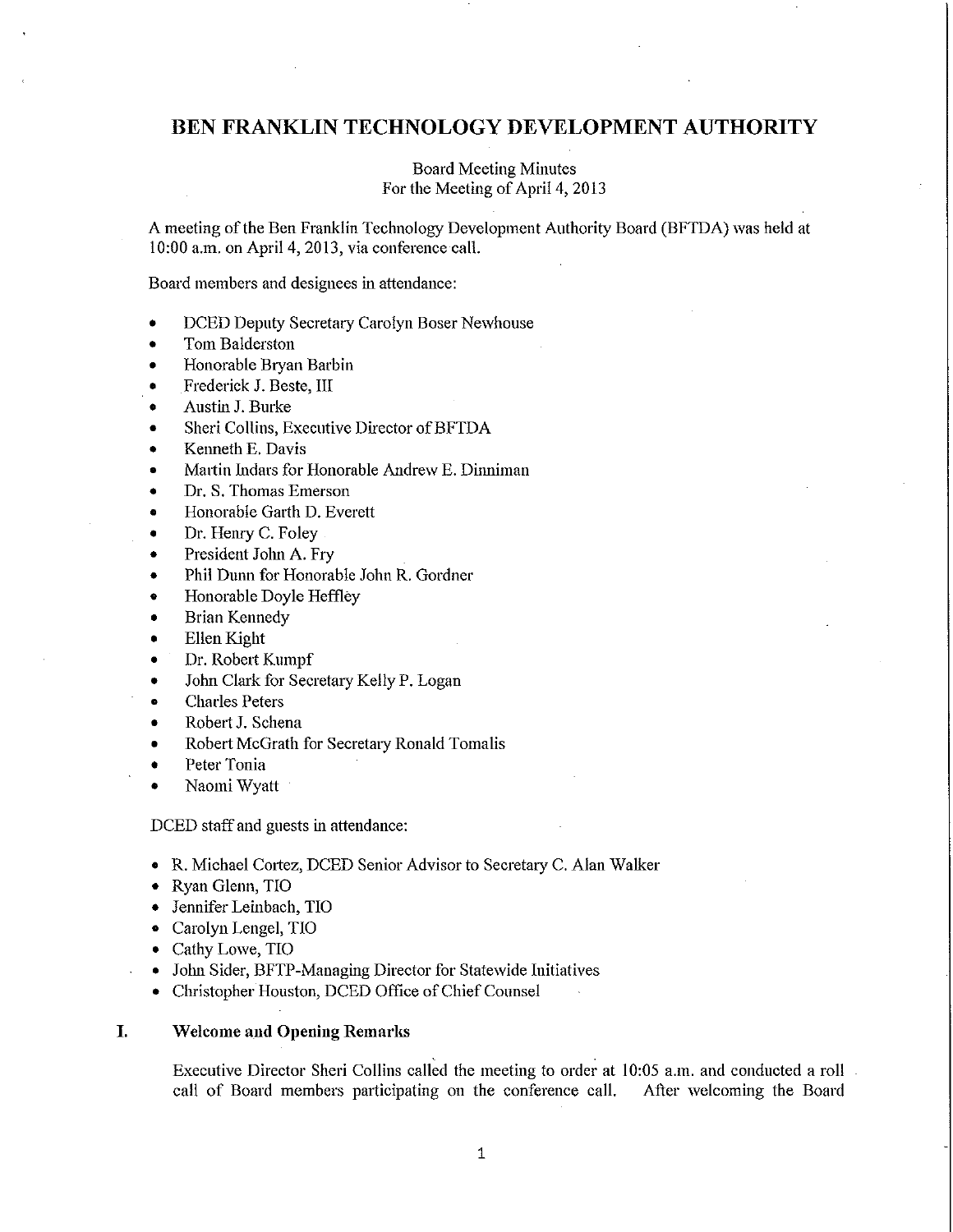# BEN FRANKLIN TECHNOLOGY DEVELOPMENT AUTHORITY

Board Meeting Minutes
For the Meeting of April 4, 2013

A meeting of the Ben Franklin Technology Development Authority Board (BFTDA) was held at 10:00 a.m. on April 4, 2013, via conference call.

Board members and designees in attendance:

- DCED Deputy Secretary Carolyn Boser Newhouse
- Tom Balderston
- Honorable Bryan Barbin
- Frederick J. Beste, III
- Austin J. Burke
- Sheri Collins, Executive Director of BFTDA
- Kenneth E. Davis
- Martin Indars for Honorable Andrew E. Dinniman
- Dr. S. Thomas Emerson
- Honorable Garth D. Everett
- Dr. Henry C. Foley
- President John A. Fry
- Phil Dunn for Honorable John R. Gordner
- Honorable Doyle Heffley
- Brian Kennedy
- Ellen Kight
- Dr. Robert Kumpf
- John Clark for Secretary Kelly P. Logan
- Charles Peters
- Robert J. Schena
- Robert McGrath for Secretary Ronald Tomalis
- Peter Tonia
- Naomi Wyatt

DCED staff and guests in attendance:

- R. Michael Cortez, DCED Senior Advisor to Secretary C. Alan Walker
- Ryan Glenn, TIO
- Jennifer Leinbach, TIO
- Carolyn Lengel, TIO
- Cathy Lowe, TIO
- John Sider, BFTP-Managing Director for Statewide Initiatives
- Christopher Houston, DCED Office of Chief Counsel

## I. Welcome and Opening Remarks

Executive Director Sheri Collins called the meeting to order at 10:05 a.m. and conducted a roll call of Board members participating on the conference call. After welcoming the Board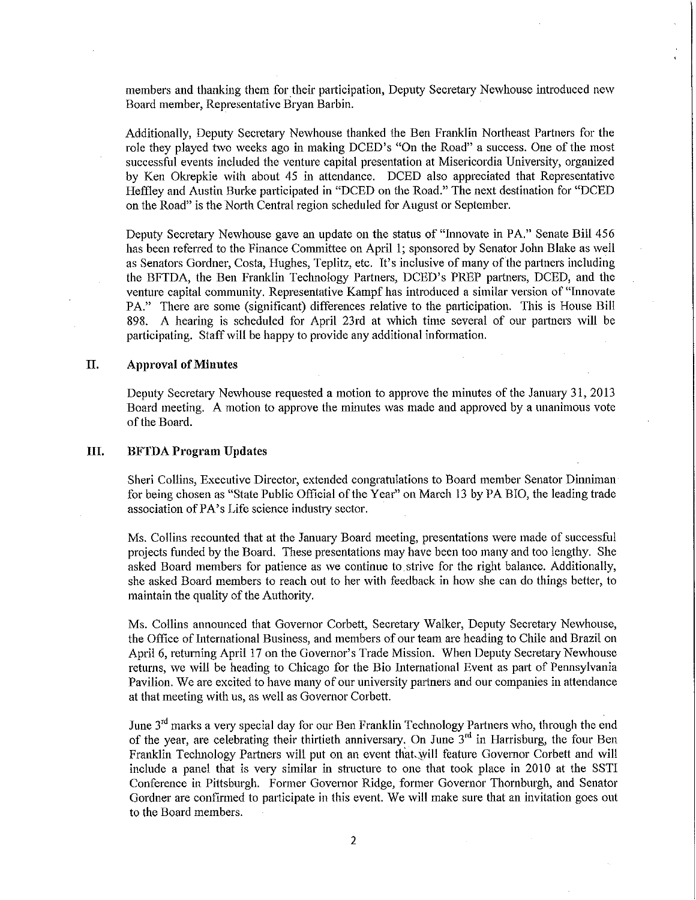members and thanking them for their participation, Deputy Secretary Newhouse introduced new Board member, Representative Bryan Barbin.

Additionally, Deputy Secretary Newhouse thanked the Ben Franklin Northeast Partners for the role they played two weeks ago in making DCED's "On the Road" a success. One of the most successful events included the venture capital presentation at Misericordia University, organized by Ken Okrepkie with about 45 in attendance. DCED also appreciated that Representative Heffley and Austin Burke participated in "DCED on the Road." The next destination for "DCED on the Road" is the North Central region scheduled for August or September.

Deputy Secretary Newhouse gave an update on the status of "Innovate in PA." Senate Bill 456 has been referred to the Finance Committee on April 1; sponsored by Senator John Blake as well as Senators Gordner, Costa, Hughes, Teplitz, etc. It's inclusive of many of the partners including the BFTDA, the Ben Franklin Technology Partners, DCED's PREP partners, DCED, and the venture capital community. Representative Kampf has introduced a similar version of "Innovate PA." There are some (significant) differences relative to the participation. This is House Bill 898. A hearing is scheduled for April 23rd at which time several of our partners will be participating. Staff will be happy to provide any additional information.

## II. Approval of Minutes

Deputy Secretary Newhouse requested a motion to approve the minutes of the January 31, 2013 Board meeting. A motion to approve the minutes was made and approved by a unanimous vote of the Board.

## III. BFTDA Program Updates

Sheri Collins, Executive Director, extended congratulations to Board member Senator Dinniman for being chosen as "State Public Official of the Year" on March 13 by PA BIO, the leading trade association of PA's Life science industry sector.

Ms. Collins recounted that at the January Board meeting, presentations were made of successful projects funded by the Board. These presentations may have been too many and too lengthy. She asked Board members for patience as we continue to strive for the right balance. Additionally, she asked Board members to reach out to her with feedback in how she can do things better, to maintain the quality of the Authority.

Ms. Collins announced that Governor Corbett, Secretary Walker, Deputy Secretary Newhouse, the Office of International Business, and members of our team are heading to Chile and Brazil on April 6, returning April 17 on the Governor's Trade Mission. When Deputy Secretary Newhouse returns, we will be heading to Chicago for the Bio International Event as part of Pennsylvania Pavilion. We are excited to have many of our university partners and our companies in attendance at that meeting with us, as well as Governor Corbett.

June 3rd marks a very special day for our Ben Franklin Technology Partners who, through the end of the year, are celebrating their thirtieth anniversary. On June 3rd in Harrisburg, the four Ben Franklin Technology Partners will put on an event that will feature Governor Corbett and will include a panel that is very similar in structure to one that took place in 2010 at the SSTI Conference in Pittsburgh. Former Governor Ridge, former Governor Thornburgh, and Senator Gordner are confirmed to participate in this event. We will make sure that an invitation goes out to the Board members.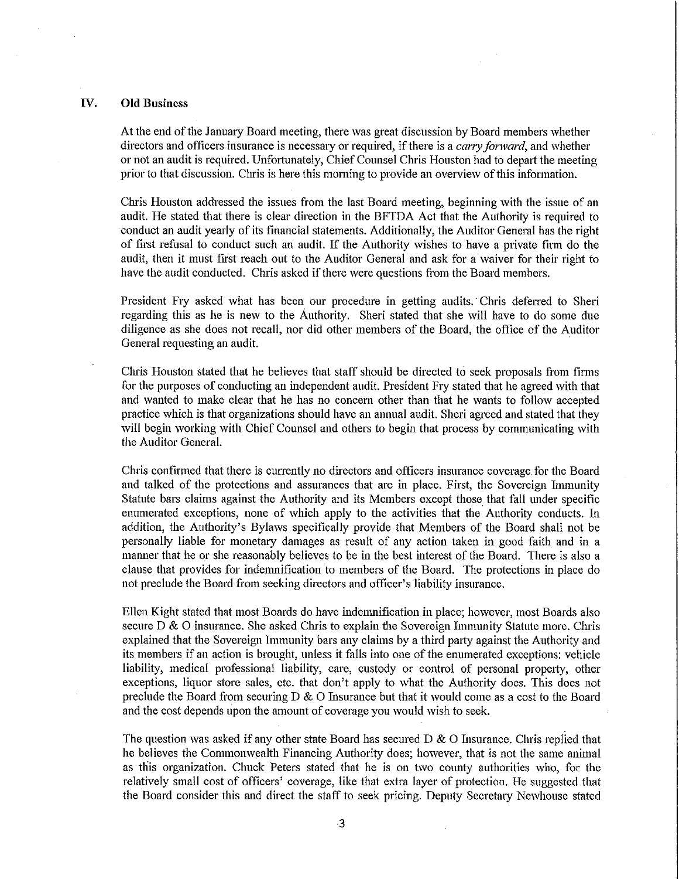## IV. Old Business

At the end of the January Board meeting, there was great discussion by Board members whether directors and officers insurance is necessary or required, if there is a *carry forward*, and whether or not an audit is required. Unfortunately, Chief Counsel Chris Houston had to depart the meeting prior to that discussion. Chris is here this morning to provide an overview of this information.

Chris Houston addressed the issues from the last Board meeting, beginning with the issue of an audit. He stated that there is clear direction in the BFTDA Act that the Authority is required to conduct an audit yearly of its financial statements. Additionally, the Auditor General has the right of first refusal to conduct such an audit. If the Authority wishes to have a private firm do the audit, then it must first reach out to the Auditor General and ask for a waiver for their right to have the audit conducted. Chris asked if there were questions from the Board members.

President Fry asked what has been our procedure in getting audits. Chris deferred to Sheri regarding this as he is new to the Authority. Sheri stated that she will have to do some due diligence as she does not recall, nor did other members of the Board, the office of the Auditor General requesting an audit.

Chris Houston stated that he believes that staff should be directed to seek proposals from firms for the purposes of conducting an independent audit. President Fry stated that he agreed with that and wanted to make clear that he has no concern other than that he wants to follow accepted practice which is that organizations should have an annual audit. Sheri agreed and stated that they will begin working with Chief Counsel and others to begin that process by communicating with the Auditor General.

Chris confirmed that there is currently no directors and officers insurance coverage for the Board and talked of the protections and assurances that are in place. First, the Sovereign Immunity Statute bars claims against the Authority and its Members except those that fall under specific enumerated exceptions, none of which apply to the activities that the Authority conducts. In addition, the Authority's Bylaws specifically provide that Members of the Board shall not be personally liable for monetary damages as result of any action taken in good faith and in a manner that he or she reasonably believes to be in the best interest of the Board. There is also a clause that provides for indemnification to members of the Board. The protections in place do not preclude the Board from seeking directors and officer's liability insurance.

Ellen Kight stated that most Boards do have indemnification in place; however, most Boards also secure D & O insurance. She asked Chris to explain the Sovereign Immunity Statute more. Chris explained that the Sovereign Immunity bars any claims by a third party against the Authority and its members if an action is brought, unless it falls into one of the enumerated exceptions: vehicle liability, medical professional liability, care, custody or control of personal property, other exceptions, liquor store sales, etc. that don't apply to what the Authority does. This does not preclude the Board from securing D & O Insurance but that it would come as a cost to the Board and the cost depends upon the amount of coverage you would wish to seek.

The question was asked if any other state Board has secured D & O Insurance. Chris replied that he believes the Commonwealth Financing Authority does; however, that is not the same animal as this organization. Chuck Peters stated that he is on two county authorities who, for the relatively small cost of officers' coverage, like that extra layer of protection. He suggested that the Board consider this and direct the staff to seek pricing. Deputy Secretary Newhouse stated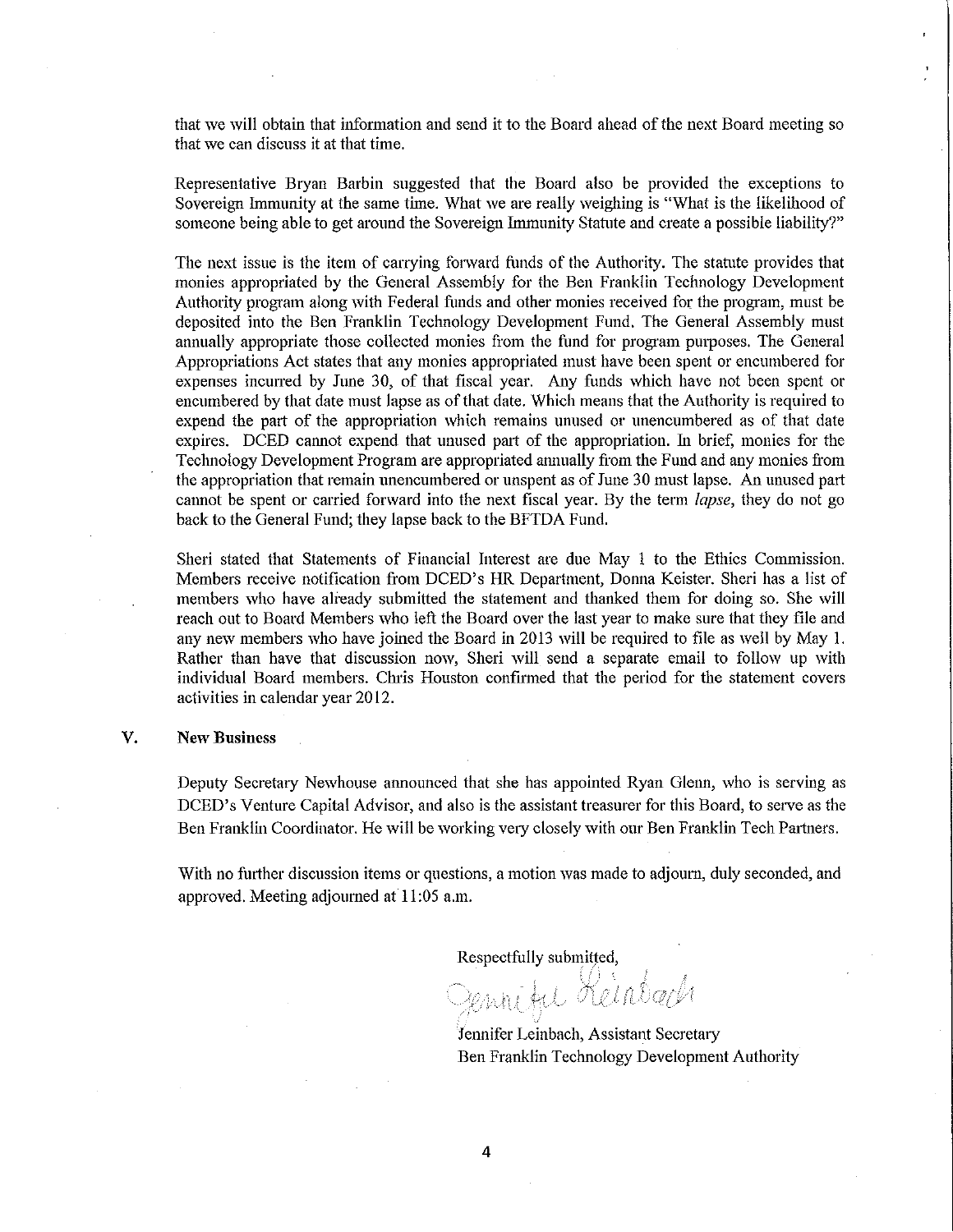that we will obtain that information and send it to the Board ahead of the next Board meeting so that we can discuss it at that time.

Representative Bryan Barbin suggested that the Board also be provided the exceptions to Sovereign Immunity at the same time. What we are really weighing is "What is the likelihood of someone being able to get around the Sovereign Immunity Statute and create a possible liability?"

The next issue is the item of carrying forward funds of the Authority. The statute provides that monies appropriated by the General Assembly for the Ben Franklin Technology Development Authority program along with Federal funds and other monies received for the program, must be deposited into the Ben Franklin Technology Development Fund. The General Assembly must annually appropriate those collected monies from the fund for program purposes. The General Appropriations Act states that any monies appropriated must have been spent or encumbered for expenses incurred by June 30, of that fiscal year. Any funds which have not been spent or encumbered by that date must lapse as of that date. Which means that the Authority is required to expend the part of the appropriation which remains unused or unencumbered as of that date expires. DCED cannot expend that unused part of the appropriation. In brief, monies for the Technology Development Program are appropriated annually from the Fund and any monies from the appropriation that remain unencumbered or unspent as of June 30 must lapse. An unused part cannot be spent or carried forward into the next fiscal year. By the term *lapse*, they do not go back to the General Fund; they lapse back to the BFTDA Fund.

Sheri stated that Statements of Financial Interest are due May 1 to the Ethics Commission. Members receive notification from DCED's HR Department, Donna Keister. Sheri has a list of members who have already submitted the statement and thanked them for doing so. She will reach out to Board Members who left the Board over the last year to make sure that they file and any new members who have joined the Board in 2013 will be required to file as well by May 1. Rather than have that discussion now, Sheri will send a separate email to follow up with individual Board members. Chris Houston confirmed that the period for the statement covers activities in calendar year 2012.

## V. New Business

Deputy Secretary Newhouse announced that she has appointed Ryan Glenn, who is serving as DCED's Venture Capital Advisor, and also is the assistant treasurer for this Board, to serve as the Ben Franklin Coordinator. He will be working very closely with our Ben Franklin Tech Partners.

With no further discussion items or questions, a motion was made to adjourn, duly seconded, and approved. Meeting adjourned at 11:05 a.m.

Respectfully submitted,

Jennifer Leinbach

Jennifer Leinbach, Assistant Secretary
Ben Franklin Technology Development Authority